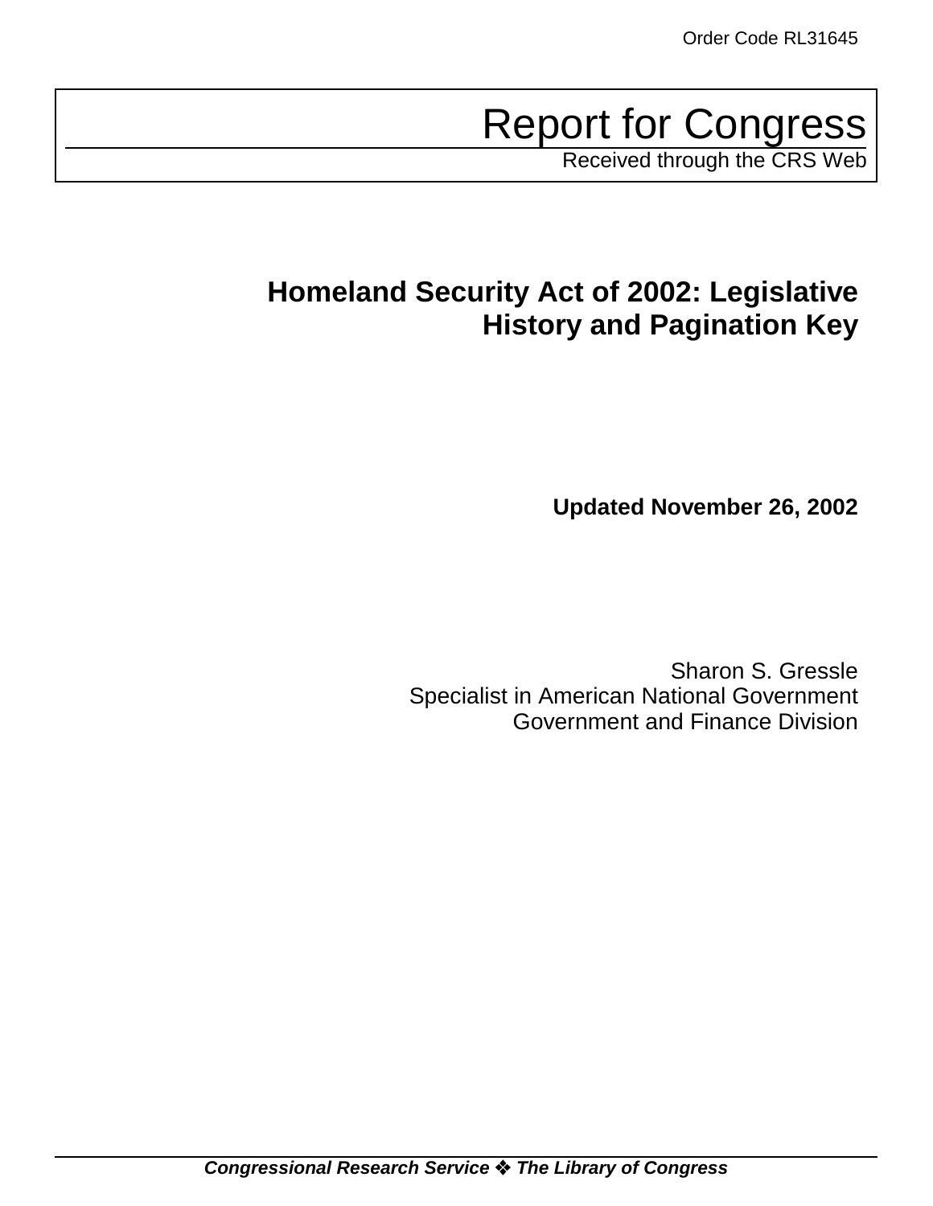Order Code RL31645

# Report for Congress

Received through the CRS Web

## Homeland Security Act of 2002: Legislative History and Pagination Key

**Updated November 26, 2002**

Sharon S. Gressle
Specialist in American National Government
Government and Finance Division

***Congressional Research Service ❖ The Library of Congress***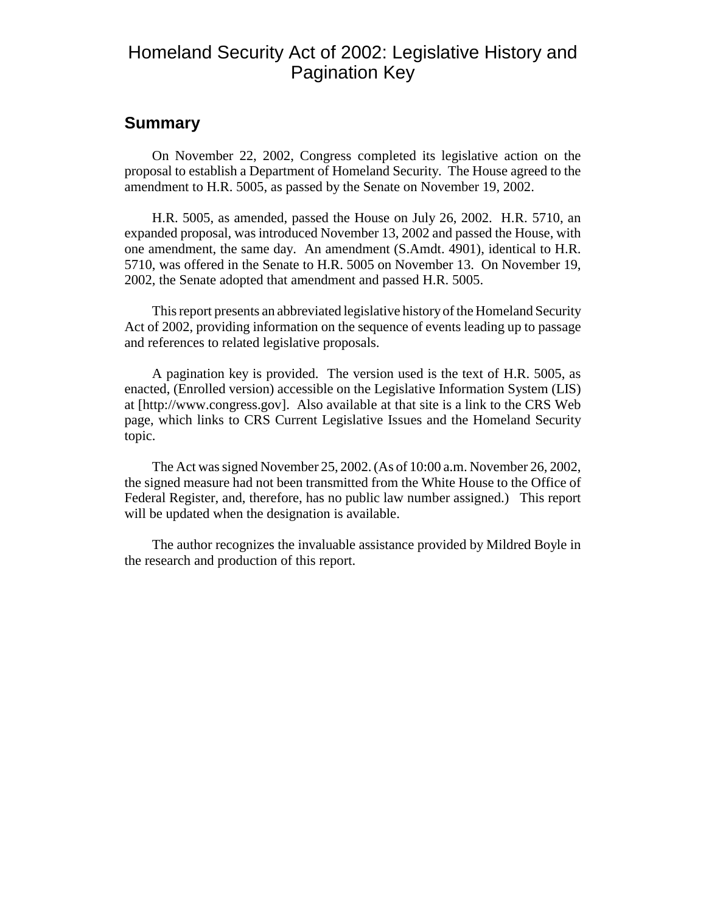# Homeland Security Act of 2002: Legislative History and Pagination Key

## Summary

On November 22, 2002, Congress completed its legislative action on the proposal to establish a Department of Homeland Security. The House agreed to the amendment to H.R. 5005, as passed by the Senate on November 19, 2002.

H.R. 5005, as amended, passed the House on July 26, 2002. H.R. 5710, an expanded proposal, was introduced November 13, 2002 and passed the House, with one amendment, the same day. An amendment (S.Amdt. 4901), identical to H.R. 5710, was offered in the Senate to H.R. 5005 on November 13. On November 19, 2002, the Senate adopted that amendment and passed H.R. 5005.

This report presents an abbreviated legislative history of the Homeland Security Act of 2002, providing information on the sequence of events leading up to passage and references to related legislative proposals.

A pagination key is provided. The version used is the text of H.R. 5005, as enacted, (Enrolled version) accessible on the Legislative Information System (LIS) at [http://www.congress.gov]. Also available at that site is a link to the CRS Web page, which links to CRS Current Legislative Issues and the Homeland Security topic.

The Act was signed November 25, 2002. (As of 10:00 a.m. November 26, 2002, the signed measure had not been transmitted from the White House to the Office of Federal Register, and, therefore, has no public law number assigned.) This report will be updated when the designation is available.

The author recognizes the invaluable assistance provided by Mildred Boyle in the research and production of this report.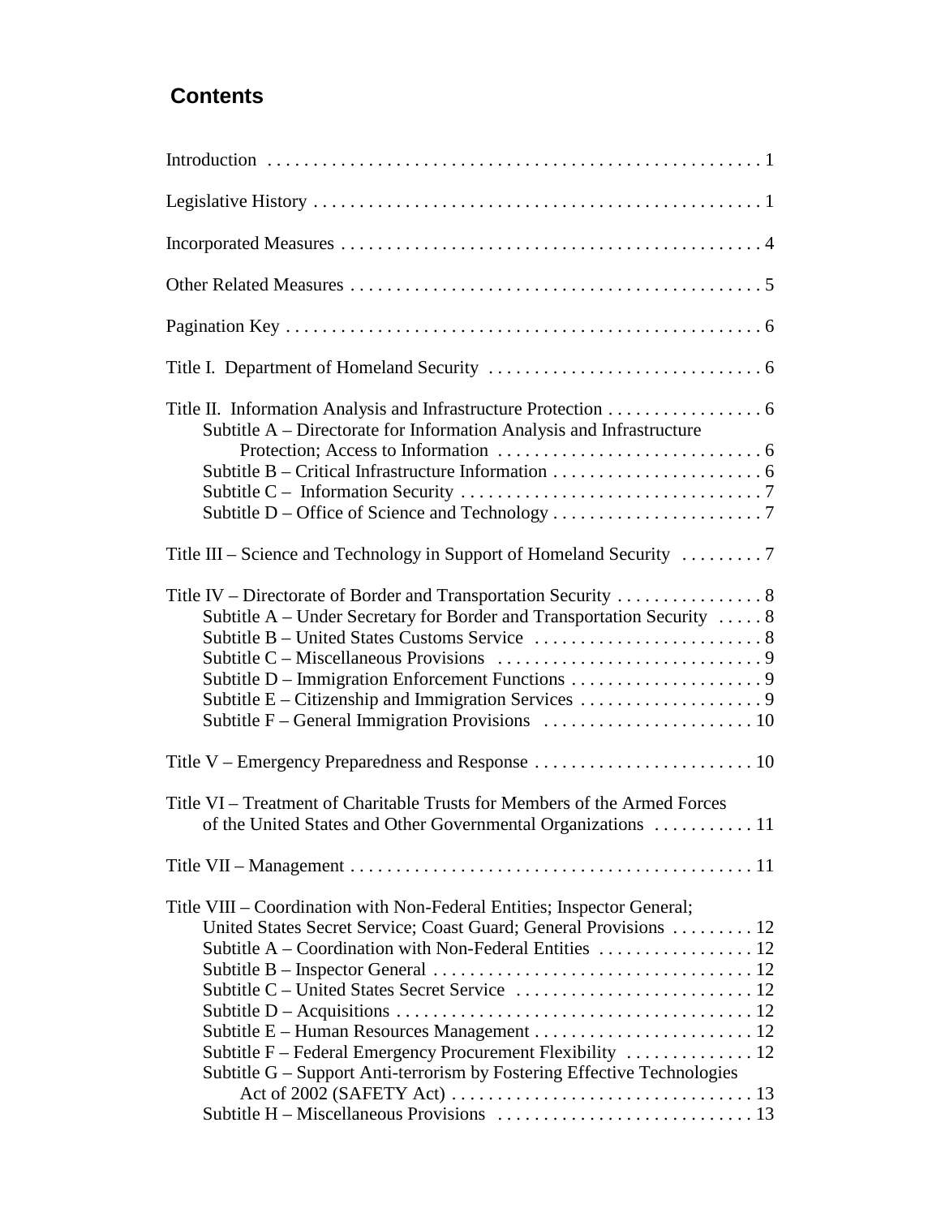## Contents

Introduction . . . . . . . . . . . . . . . . . . . . . . . . . . . . . . . . . . . . . . . . . . . . . . . . . . . . 1

Legislative History . . . . . . . . . . . . . . . . . . . . . . . . . . . . . . . . . . . . . . . . . . . . . . . . . 1

Incorporated Measures . . . . . . . . . . . . . . . . . . . . . . . . . . . . . . . . . . . . . . . . . . . . . 4

Other Related Measures . . . . . . . . . . . . . . . . . . . . . . . . . . . . . . . . . . . . . . . . . . . . 5

Pagination Key . . . . . . . . . . . . . . . . . . . . . . . . . . . . . . . . . . . . . . . . . . . . . . . . . . . 6

Title I. Department of Homeland Security . . . . . . . . . . . . . . . . . . . . . . . . . . . . . . 6

Title II. Information Analysis and Infrastructure Protection . . . . . . . . . . . . . . . . . 6
- Subtitle A – Directorate for Information Analysis and Infrastructure Protection; Access to Information . . . . . . . . . . . . . . . . . . . . . . . . . . . . . 6
- Subtitle B – Critical Infrastructure Information . . . . . . . . . . . . . . . . . . . . . . . 6
- Subtitle C – Information Security . . . . . . . . . . . . . . . . . . . . . . . . . . . . . . . . . 7
- Subtitle D – Office of Science and Technology . . . . . . . . . . . . . . . . . . . . . . . 7

Title III – Science and Technology in Support of Homeland Security . . . . . . . . . 7

Title IV – Directorate of Border and Transportation Security . . . . . . . . . . . . . . . . 8
- Subtitle A – Under Secretary for Border and Transportation Security . . . . . 8
- Subtitle B – United States Customs Service . . . . . . . . . . . . . . . . . . . . . . . . . 8
- Subtitle C – Miscellaneous Provisions . . . . . . . . . . . . . . . . . . . . . . . . . . . . . 9
- Subtitle D – Immigration Enforcement Functions . . . . . . . . . . . . . . . . . . . . . 9
- Subtitle E – Citizenship and Immigration Services . . . . . . . . . . . . . . . . . . . . 9
- Subtitle F – General Immigration Provisions . . . . . . . . . . . . . . . . . . . . . . . 10

Title V – Emergency Preparedness and Response . . . . . . . . . . . . . . . . . . . . . . . . 10

Title VI – Treatment of Charitable Trusts for Members of the Armed Forces of the United States and Other Governmental Organizations . . . . . . . . . . . 11

Title VII – Management . . . . . . . . . . . . . . . . . . . . . . . . . . . . . . . . . . . . . . . . . . . . 11

Title VIII – Coordination with Non-Federal Entities; Inspector General; United States Secret Service; Coast Guard; General Provisions . . . . . . . . . 12
- Subtitle A – Coordination with Non-Federal Entities . . . . . . . . . . . . . . . . . 12
- Subtitle B – Inspector General . . . . . . . . . . . . . . . . . . . . . . . . . . . . . . . . . . . 12
- Subtitle C – United States Secret Service . . . . . . . . . . . . . . . . . . . . . . . . . . 12
- Subtitle D – Acquisitions . . . . . . . . . . . . . . . . . . . . . . . . . . . . . . . . . . . . . . . 12
- Subtitle E – Human Resources Management . . . . . . . . . . . . . . . . . . . . . . . . 12
- Subtitle F – Federal Emergency Procurement Flexibility . . . . . . . . . . . . . . 12
- Subtitle G – Support Anti-terrorism by Fostering Effective Technologies Act of 2002 (SAFETY Act) . . . . . . . . . . . . . . . . . . . . . . . . . . . . . . . . . 13
- Subtitle H – Miscellaneous Provisions . . . . . . . . . . . . . . . . . . . . . . . . . . . . 13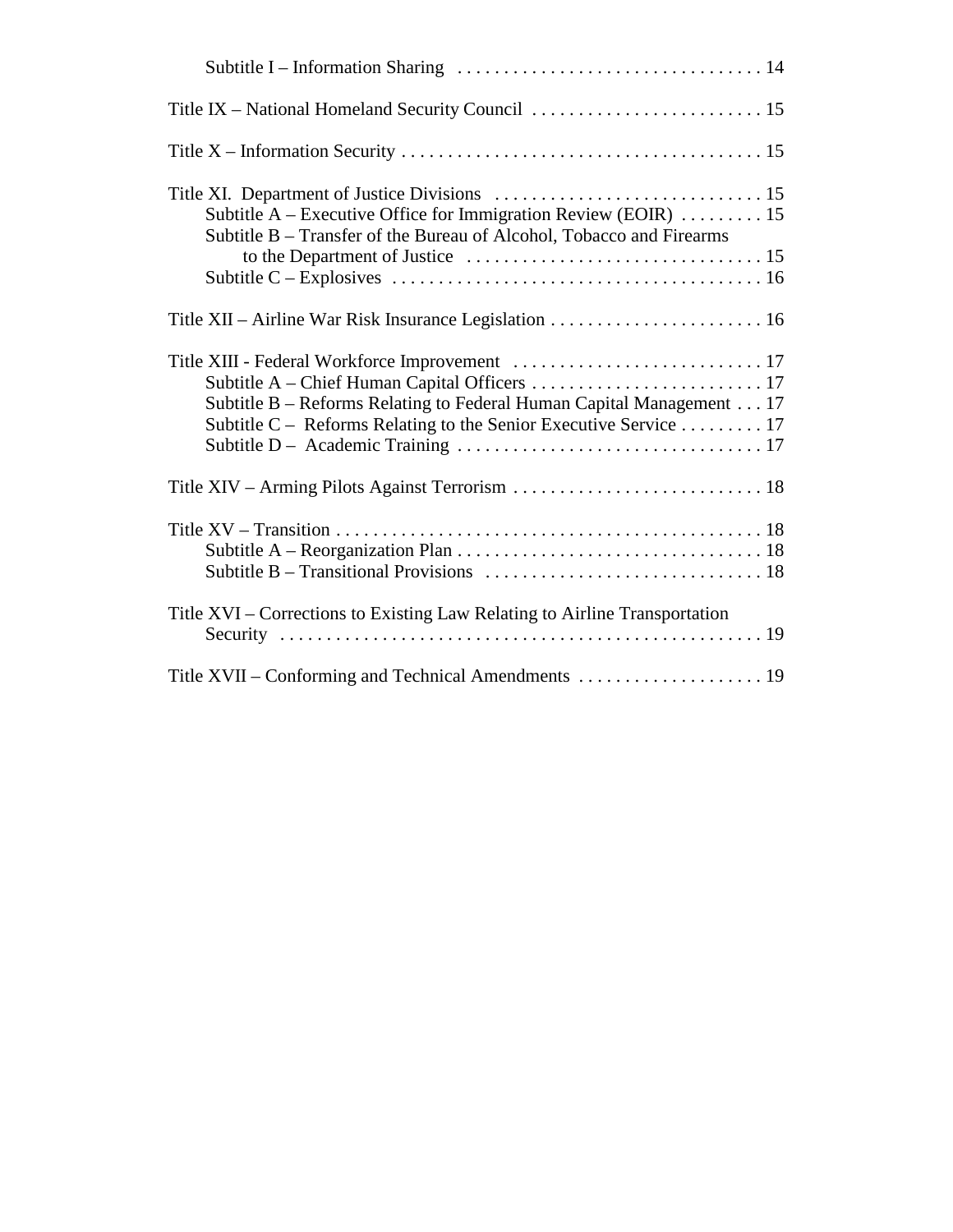Subtitle I – Information Sharing . . . . . . . . . . . . . . . . . . . . . . . . . . . . . . . . . 14

Title IX – National Homeland Security Council . . . . . . . . . . . . . . . . . . . . . . . . . 15

Title X – Information Security . . . . . . . . . . . . . . . . . . . . . . . . . . . . . . . . . . . . . . . 15

Title XI. Department of Justice Divisions . . . . . . . . . . . . . . . . . . . . . . . . . . . . . 15
Subtitle A – Executive Office for Immigration Review (EOIR) . . . . . . . . . 15
Subtitle B – Transfer of the Bureau of Alcohol, Tobacco and Firearms to the Department of Justice . . . . . . . . . . . . . . . . . . . . . . . . . . . . . . . . 15
Subtitle C – Explosives . . . . . . . . . . . . . . . . . . . . . . . . . . . . . . . . . . . . . . . . 16

Title XII – Airline War Risk Insurance Legislation . . . . . . . . . . . . . . . . . . . . . . . 16

Title XIII - Federal Workforce Improvement . . . . . . . . . . . . . . . . . . . . . . . . . . . 17
Subtitle A – Chief Human Capital Officers . . . . . . . . . . . . . . . . . . . . . . . . . 17
Subtitle B – Reforms Relating to Federal Human Capital Management . . . 17
Subtitle C – Reforms Relating to the Senior Executive Service . . . . . . . . . 17
Subtitle D – Academic Training . . . . . . . . . . . . . . . . . . . . . . . . . . . . . . . . . 17

Title XIV – Arming Pilots Against Terrorism . . . . . . . . . . . . . . . . . . . . . . . . . . . 18

Title XV – Transition . . . . . . . . . . . . . . . . . . . . . . . . . . . . . . . . . . . . . . . . . . . . . . 18
Subtitle A – Reorganization Plan . . . . . . . . . . . . . . . . . . . . . . . . . . . . . . . . . 18
Subtitle B – Transitional Provisions . . . . . . . . . . . . . . . . . . . . . . . . . . . . . . 18

Title XVI – Corrections to Existing Law Relating to Airline Transportation Security . . . . . . . . . . . . . . . . . . . . . . . . . . . . . . . . . . . . . . . . . . . . . . . . . . . . 19

Title XVII – Conforming and Technical Amendments . . . . . . . . . . . . . . . . . . . . 19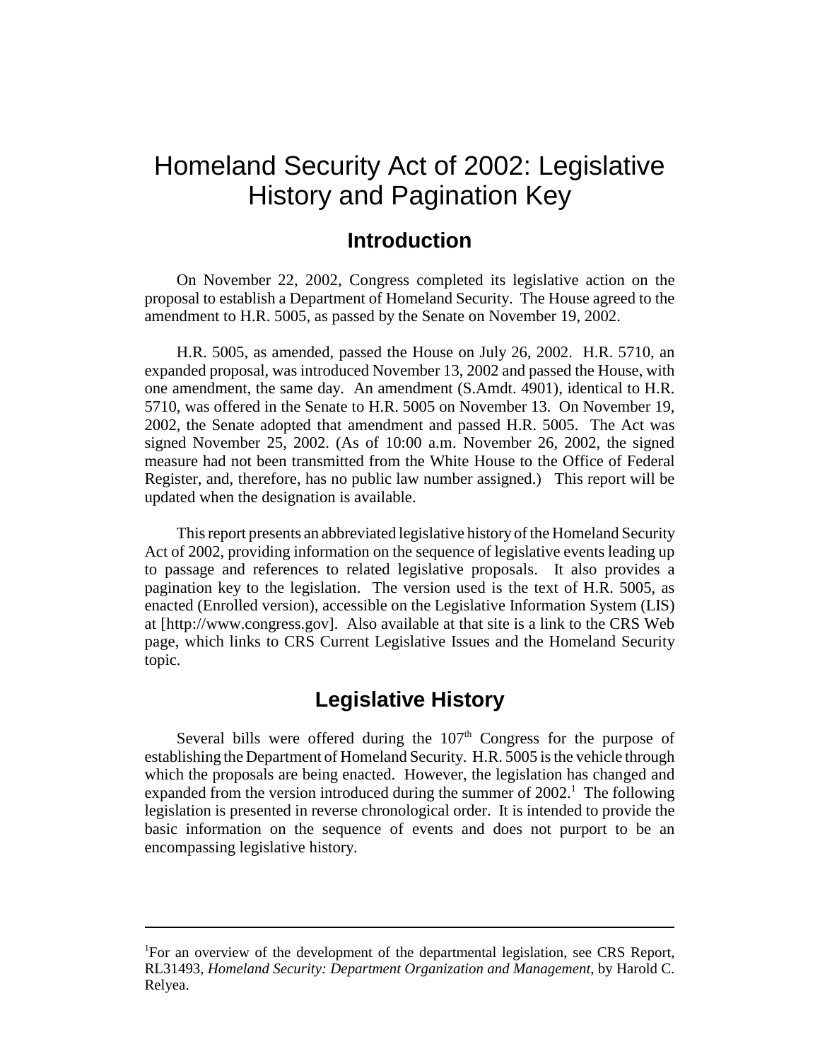# Homeland Security Act of 2002: Legislative History and Pagination Key

## Introduction

On November 22, 2002, Congress completed its legislative action on the proposal to establish a Department of Homeland Security. The House agreed to the amendment to H.R. 5005, as passed by the Senate on November 19, 2002.

H.R. 5005, as amended, passed the House on July 26, 2002. H.R. 5710, an expanded proposal, was introduced November 13, 2002 and passed the House, with one amendment, the same day. An amendment (S.Amdt. 4901), identical to H.R. 5710, was offered in the Senate to H.R. 5005 on November 13. On November 19, 2002, the Senate adopted that amendment and passed H.R. 5005. The Act was signed November 25, 2002. (As of 10:00 a.m. November 26, 2002, the signed measure had not been transmitted from the White House to the Office of Federal Register, and, therefore, has no public law number assigned.) This report will be updated when the designation is available.

This report presents an abbreviated legislative history of the Homeland Security Act of 2002, providing information on the sequence of legislative events leading up to passage and references to related legislative proposals. It also provides a pagination key to the legislation. The version used is the text of H.R. 5005, as enacted (Enrolled version), accessible on the Legislative Information System (LIS) at [http://www.congress.gov]. Also available at that site is a link to the CRS Web page, which links to CRS Current Legislative Issues and the Homeland Security topic.

## Legislative History

Several bills were offered during the 107th Congress for the purpose of establishing the Department of Homeland Security. H.R. 5005 is the vehicle through which the proposals are being enacted. However, the legislation has changed and expanded from the version introduced during the summer of 2002.[1] The following legislation is presented in reverse chronological order. It is intended to provide the basic information on the sequence of events and does not purport to be an encompassing legislative history.

---

[1]For an overview of the development of the departmental legislation, see CRS Report, RL31493, *Homeland Security: Department Organization and Management*, by Harold C. Relyea.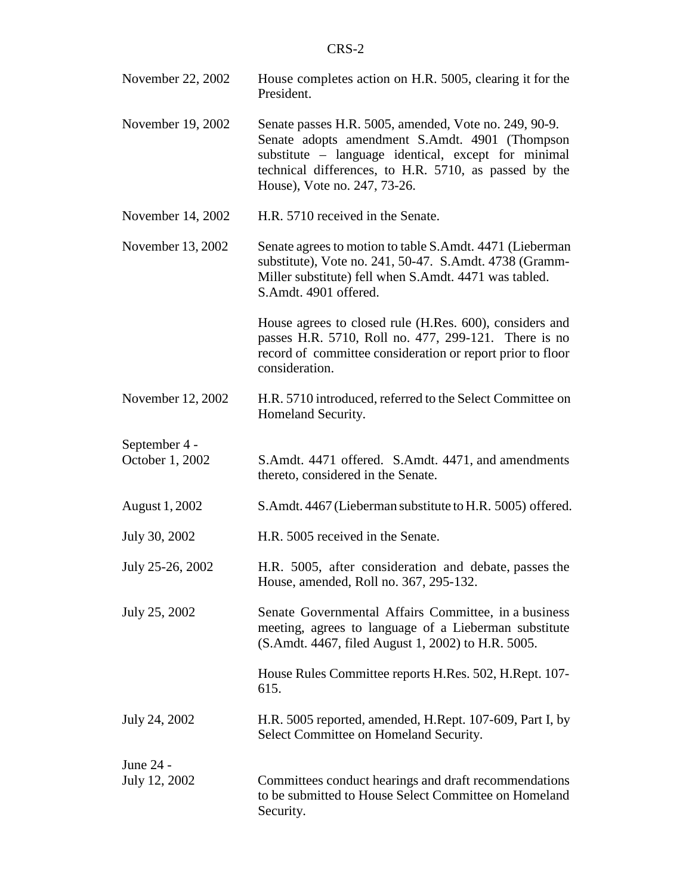| | |
|---|---|
| November 22, 2002 | House completes action on H.R. 5005, clearing it for the President. |
| November 19, 2002 | Senate passes H.R. 5005, amended, Vote no. 249, 90-9. Senate adopts amendment S.Amdt. 4901 (Thompson substitute – language identical, except for minimal technical differences, to H.R. 5710, as passed by the House), Vote no. 247, 73-26. |
| November 14, 2002 | H.R. 5710 received in the Senate. |
| November 13, 2002 | Senate agrees to motion to table S.Amdt. 4471 (Lieberman substitute), Vote no. 241, 50-47. S.Amdt. 4738 (Gramm-Miller substitute) fell when S.Amdt. 4471 was tabled. S.Amdt. 4901 offered. |
| | House agrees to closed rule (H.Res. 600), considers and passes H.R. 5710, Roll no. 477, 299-121. There is no record of committee consideration or report prior to floor consideration. |
| November 12, 2002 | H.R. 5710 introduced, referred to the Select Committee on Homeland Security. |
| September 4 - October 1, 2002 | S.Amdt. 4471 offered. S.Amdt. 4471, and amendments thereto, considered in the Senate. |
| August 1, 2002 | S.Amdt. 4467 (Lieberman substitute to H.R. 5005) offered. |
| July 30, 2002 | H.R. 5005 received in the Senate. |
| July 25-26, 2002 | H.R. 5005, after consideration and debate, passes the House, amended, Roll no. 367, 295-132. |
| July 25, 2002 | Senate Governmental Affairs Committee, in a business meeting, agrees to language of a Lieberman substitute (S.Amdt. 4467, filed August 1, 2002) to H.R. 5005. |
| | House Rules Committee reports H.Res. 502, H.Rept. 107-615. |
| July 24, 2002 | H.R. 5005 reported, amended, H.Rept. 107-609, Part I, by Select Committee on Homeland Security. |
| June 24 - July 12, 2002 | Committees conduct hearings and draft recommendations to be submitted to House Select Committee on Homeland Security. |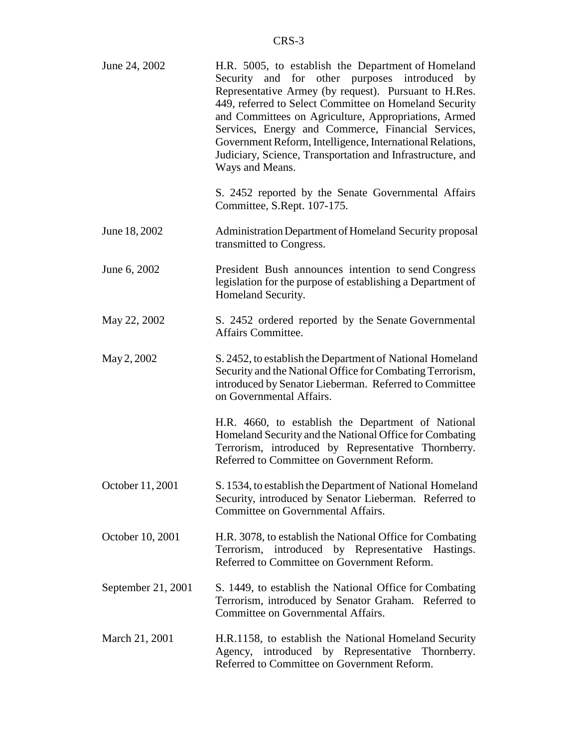| | |
|---|---|
| June 24, 2002 | H.R. 5005, to establish the Department of Homeland Security and for other purposes introduced by Representative Armey (by request). Pursuant to H.Res. 449, referred to Select Committee on Homeland Security and Committees on Agriculture, Appropriations, Armed Services, Energy and Commerce, Financial Services, Government Reform, Intelligence, International Relations, Judiciary, Science, Transportation and Infrastructure, and Ways and Means. |
| | S. 2452 reported by the Senate Governmental Affairs Committee, S.Rept. 107-175. |
| June 18, 2002 | Administration Department of Homeland Security proposal transmitted to Congress. |
| June 6, 2002 | President Bush announces intention to send Congress legislation for the purpose of establishing a Department of Homeland Security. |
| May 22, 2002 | S. 2452 ordered reported by the Senate Governmental Affairs Committee. |
| May 2, 2002 | S. 2452, to establish the Department of National Homeland Security and the National Office for Combating Terrorism, introduced by Senator Lieberman. Referred to Committee on Governmental Affairs. |
| | H.R. 4660, to establish the Department of National Homeland Security and the National Office for Combating Terrorism, introduced by Representative Thornberry. Referred to Committee on Government Reform. |
| October 11, 2001 | S. 1534, to establish the Department of National Homeland Security, introduced by Senator Lieberman. Referred to Committee on Governmental Affairs. |
| October 10, 2001 | H.R. 3078, to establish the National Office for Combating Terrorism, introduced by Representative Hastings. Referred to Committee on Government Reform. |
| September 21, 2001 | S. 1449, to establish the National Office for Combating Terrorism, introduced by Senator Graham. Referred to Committee on Governmental Affairs. |
| March 21, 2001 | H.R.1158, to establish the National Homeland Security Agency, introduced by Representative Thornberry. Referred to Committee on Government Reform. |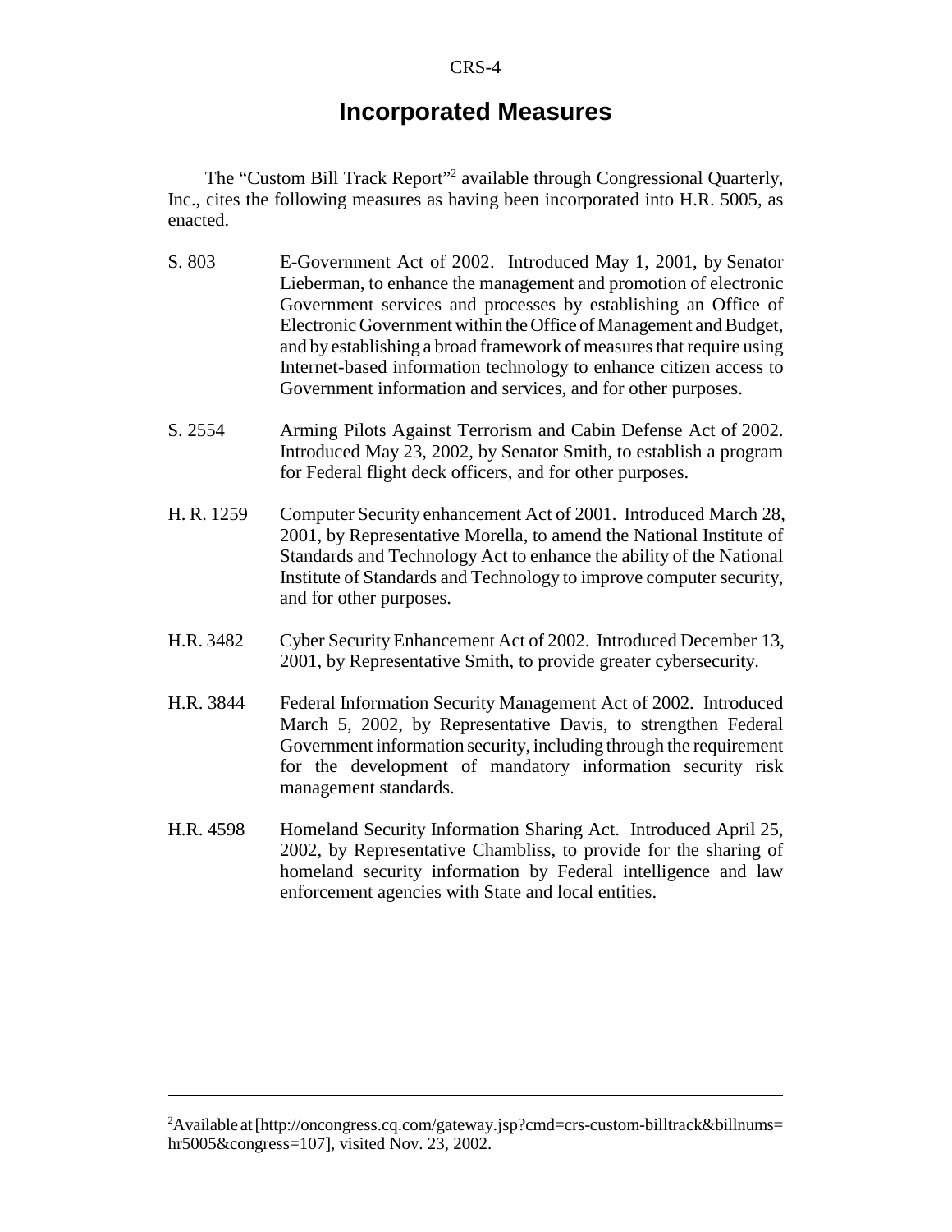## Incorporated Measures

The "Custom Bill Track Report"[2] available through Congressional Quarterly, Inc., cites the following measures as having been incorporated into H.R. 5005, as enacted.

S. 803 — E-Government Act of 2002. Introduced May 1, 2001, by Senator Lieberman, to enhance the management and promotion of electronic Government services and processes by establishing an Office of Electronic Government within the Office of Management and Budget, and by establishing a broad framework of measures that require using Internet-based information technology to enhance citizen access to Government information and services, and for other purposes.

S. 2554 — Arming Pilots Against Terrorism and Cabin Defense Act of 2002. Introduced May 23, 2002, by Senator Smith, to establish a program for Federal flight deck officers, and for other purposes.

H. R. 1259 — Computer Security enhancement Act of 2001. Introduced March 28, 2001, by Representative Morella, to amend the National Institute of Standards and Technology Act to enhance the ability of the National Institute of Standards and Technology to improve computer security, and for other purposes.

H.R. 3482 — Cyber Security Enhancement Act of 2002. Introduced December 13, 2001, by Representative Smith, to provide greater cybersecurity.

H.R. 3844 — Federal Information Security Management Act of 2002. Introduced March 5, 2002, by Representative Davis, to strengthen Federal Government information security, including through the requirement for the development of mandatory information security risk management standards.

H.R. 4598 — Homeland Security Information Sharing Act. Introduced April 25, 2002, by Representative Chambliss, to provide for the sharing of homeland security information by Federal intelligence and law enforcement agencies with State and local entities.

---

[2] Available at [http://oncongress.cq.com/gateway.jsp?cmd=crs-custom-billtrack&billnums=hr5005&congress=107], visited Nov. 23, 2002.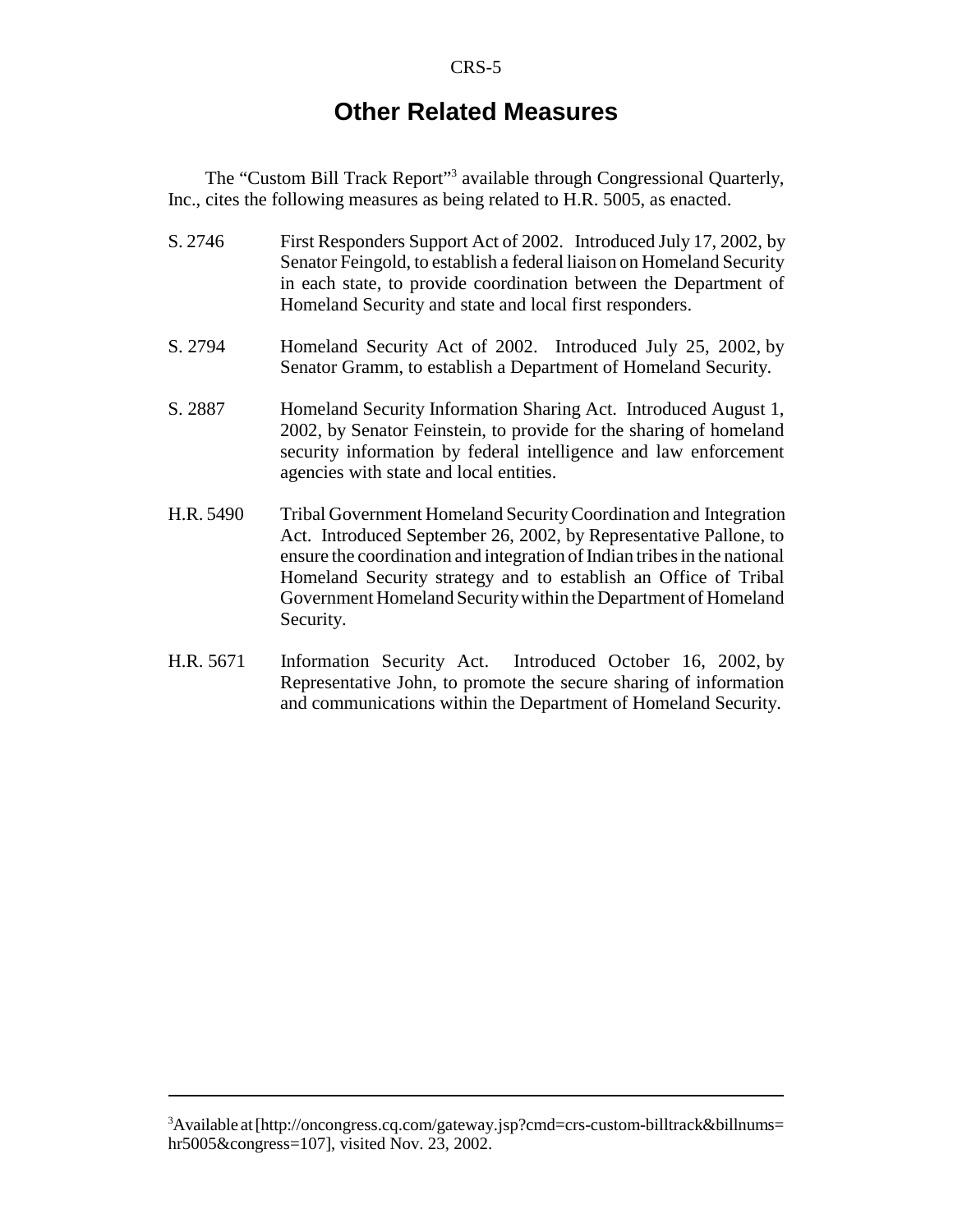## Other Related Measures

The "Custom Bill Track Report"[3] available through Congressional Quarterly, Inc., cites the following measures as being related to H.R. 5005, as enacted.

S. 2746 — First Responders Support Act of 2002. Introduced July 17, 2002, by Senator Feingold, to establish a federal liaison on Homeland Security in each state, to provide coordination between the Department of Homeland Security and state and local first responders.

S. 2794 — Homeland Security Act of 2002. Introduced July 25, 2002, by Senator Gramm, to establish a Department of Homeland Security.

S. 2887 — Homeland Security Information Sharing Act. Introduced August 1, 2002, by Senator Feinstein, to provide for the sharing of homeland security information by federal intelligence and law enforcement agencies with state and local entities.

H.R. 5490 — Tribal Government Homeland Security Coordination and Integration Act. Introduced September 26, 2002, by Representative Pallone, to ensure the coordination and integration of Indian tribes in the national Homeland Security strategy and to establish an Office of Tribal Government Homeland Security within the Department of Homeland Security.

H.R. 5671 — Information Security Act. Introduced October 16, 2002, by Representative John, to promote the secure sharing of information and communications within the Department of Homeland Security.

---

[3] Available at [http://oncongress.cq.com/gateway.jsp?cmd=crs-custom-billtrack&billnums=hr5005&congress=107], visited Nov. 23, 2002.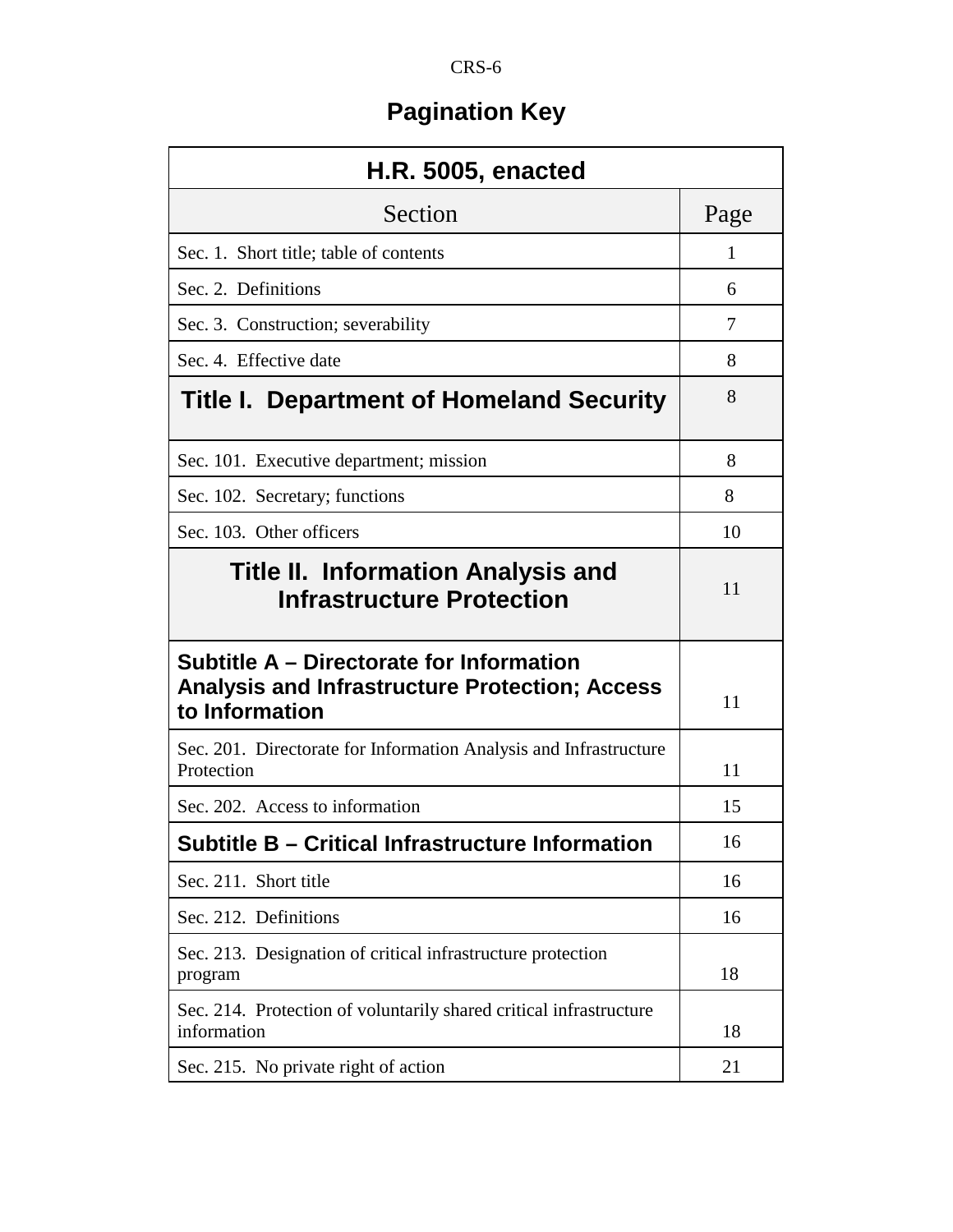# Pagination Key

| H.R. 5005, enacted | |
|---|---|
| **Section** | **Page** |
| Sec. 1. Short title; table of contents | 1 |
| Sec. 2. Definitions | 6 |
| Sec. 3. Construction; severability | 7 |
| Sec. 4. Effective date | 8 |
| **Title I. Department of Homeland Security** | 8 |
| Sec. 101. Executive department; mission | 8 |
| Sec. 102. Secretary; functions | 8 |
| Sec. 103. Other officers | 10 |
| **Title II. Information Analysis and Infrastructure Protection** | 11 |
| **Subtitle A – Directorate for Information Analysis and Infrastructure Protection; Access to Information** | 11 |
| Sec. 201. Directorate for Information Analysis and Infrastructure Protection | 11 |
| Sec. 202. Access to information | 15 |
| **Subtitle B – Critical Infrastructure Information** | 16 |
| Sec. 211. Short title | 16 |
| Sec. 212. Definitions | 16 |
| Sec. 213. Designation of critical infrastructure protection program | 18 |
| Sec. 214. Protection of voluntarily shared critical infrastructure information | 18 |
| Sec. 215. No private right of action | 21 |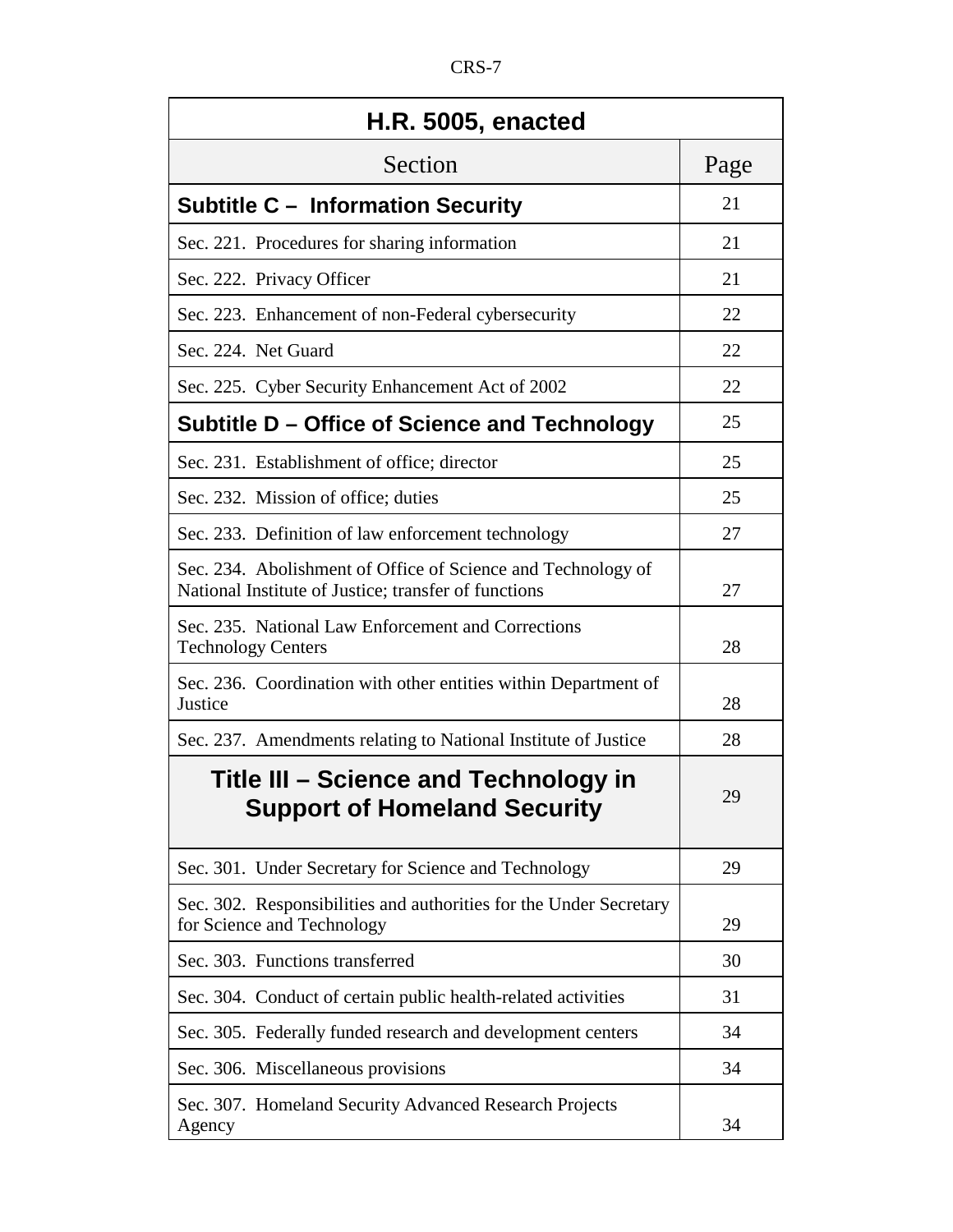| H.R. 5005, enacted | |
|---|---|
| Section | Page |
| **Subtitle C – Information Security** | 21 |
| Sec. 221. Procedures for sharing information | 21 |
| Sec. 222. Privacy Officer | 21 |
| Sec. 223. Enhancement of non-Federal cybersecurity | 22 |
| Sec. 224. Net Guard | 22 |
| Sec. 225. Cyber Security Enhancement Act of 2002 | 22 |
| **Subtitle D – Office of Science and Technology** | 25 |
| Sec. 231. Establishment of office; director | 25 |
| Sec. 232. Mission of office; duties | 25 |
| Sec. 233. Definition of law enforcement technology | 27 |
| Sec. 234. Abolishment of Office of Science and Technology of National Institute of Justice; transfer of functions | 27 |
| Sec. 235. National Law Enforcement and Corrections Technology Centers | 28 |
| Sec. 236. Coordination with other entities within Department of Justice | 28 |
| Sec. 237. Amendments relating to National Institute of Justice | 28 |
| **Title III – Science and Technology in Support of Homeland Security** | 29 |
| Sec. 301. Under Secretary for Science and Technology | 29 |
| Sec. 302. Responsibilities and authorities for the Under Secretary for Science and Technology | 29 |
| Sec. 303. Functions transferred | 30 |
| Sec. 304. Conduct of certain public health-related activities | 31 |
| Sec. 305. Federally funded research and development centers | 34 |
| Sec. 306. Miscellaneous provisions | 34 |
| Sec. 307. Homeland Security Advanced Research Projects Agency | 34 |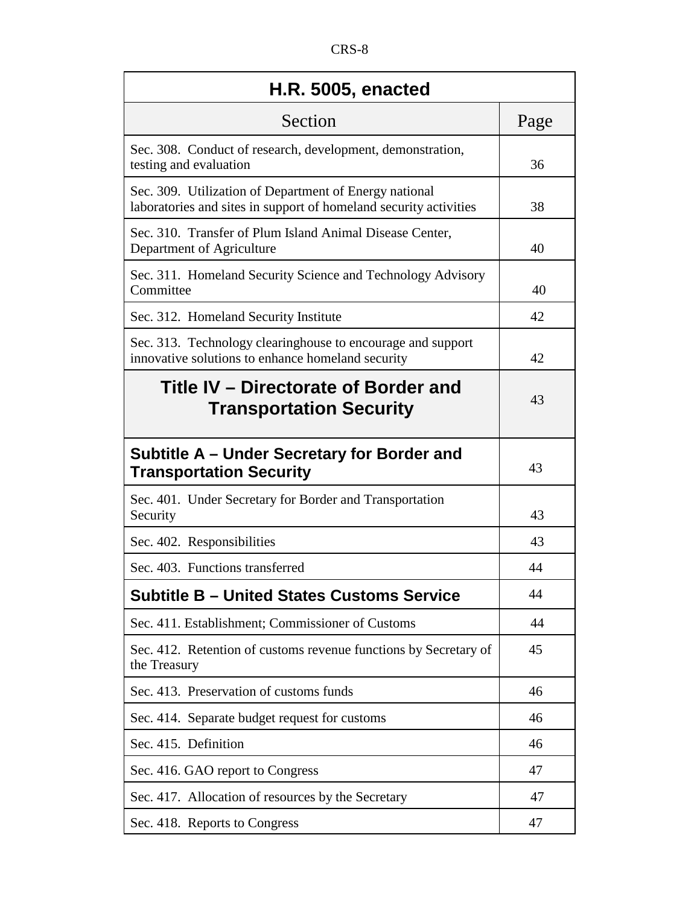| H.R. 5005, enacted | |
|---|---|
| Section | Page |
| Sec. 308. Conduct of research, development, demonstration, testing and evaluation | 36 |
| Sec. 309. Utilization of Department of Energy national laboratories and sites in support of homeland security activities | 38 |
| Sec. 310. Transfer of Plum Island Animal Disease Center, Department of Agriculture | 40 |
| Sec. 311. Homeland Security Science and Technology Advisory Committee | 40 |
| Sec. 312. Homeland Security Institute | 42 |
| Sec. 313. Technology clearinghouse to encourage and support innovative solutions to enhance homeland security | 42 |
| **Title IV – Directorate of Border and Transportation Security** | 43 |
| **Subtitle A – Under Secretary for Border and Transportation Security** | 43 |
| Sec. 401. Under Secretary for Border and Transportation Security | 43 |
| Sec. 402. Responsibilities | 43 |
| Sec. 403. Functions transferred | 44 |
| **Subtitle B – United States Customs Service** | 44 |
| Sec. 411. Establishment; Commissioner of Customs | 44 |
| Sec. 412. Retention of customs revenue functions by Secretary of the Treasury | 45 |
| Sec. 413. Preservation of customs funds | 46 |
| Sec. 414. Separate budget request for customs | 46 |
| Sec. 415. Definition | 46 |
| Sec. 416. GAO report to Congress | 47 |
| Sec. 417. Allocation of resources by the Secretary | 47 |
| Sec. 418. Reports to Congress | 47 |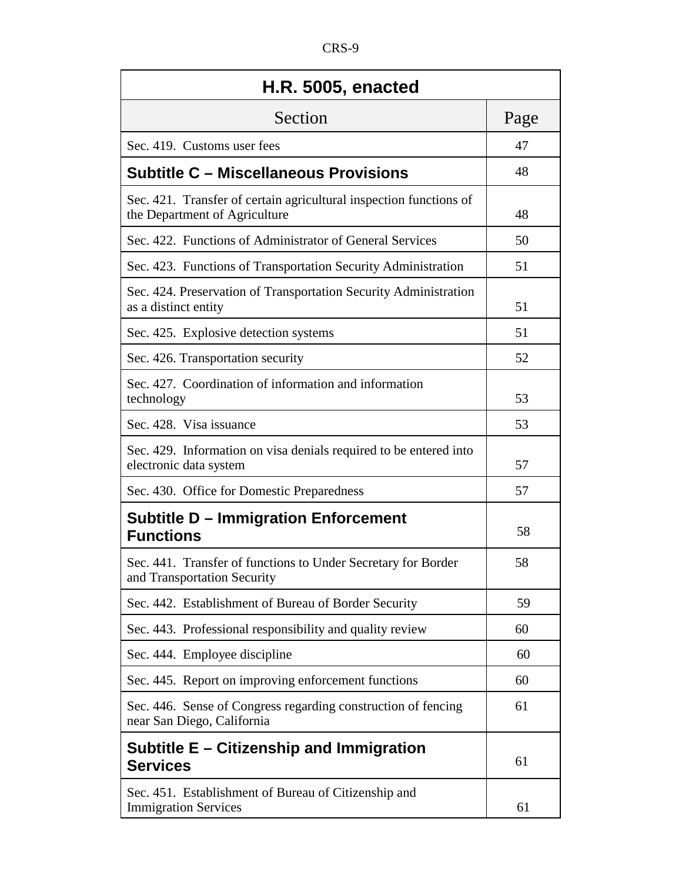| H.R. 5005, enacted | |
|---|---|
| Section | Page |
| Sec. 419. Customs user fees | 47 |
| **Subtitle C – Miscellaneous Provisions** | 48 |
| Sec. 421. Transfer of certain agricultural inspection functions of the Department of Agriculture | 48 |
| Sec. 422. Functions of Administrator of General Services | 50 |
| Sec. 423. Functions of Transportation Security Administration | 51 |
| Sec. 424. Preservation of Transportation Security Administration as a distinct entity | 51 |
| Sec. 425. Explosive detection systems | 51 |
| Sec. 426. Transportation security | 52 |
| Sec. 427. Coordination of information and information technology | 53 |
| Sec. 428. Visa issuance | 53 |
| Sec. 429. Information on visa denials required to be entered into electronic data system | 57 |
| Sec. 430. Office for Domestic Preparedness | 57 |
| **Subtitle D – Immigration Enforcement Functions** | 58 |
| Sec. 441. Transfer of functions to Under Secretary for Border and Transportation Security | 58 |
| Sec. 442. Establishment of Bureau of Border Security | 59 |
| Sec. 443. Professional responsibility and quality review | 60 |
| Sec. 444. Employee discipline | 60 |
| Sec. 445. Report on improving enforcement functions | 60 |
| Sec. 446. Sense of Congress regarding construction of fencing near San Diego, California | 61 |
| **Subtitle E – Citizenship and Immigration Services** | 61 |
| Sec. 451. Establishment of Bureau of Citizenship and Immigration Services | 61 |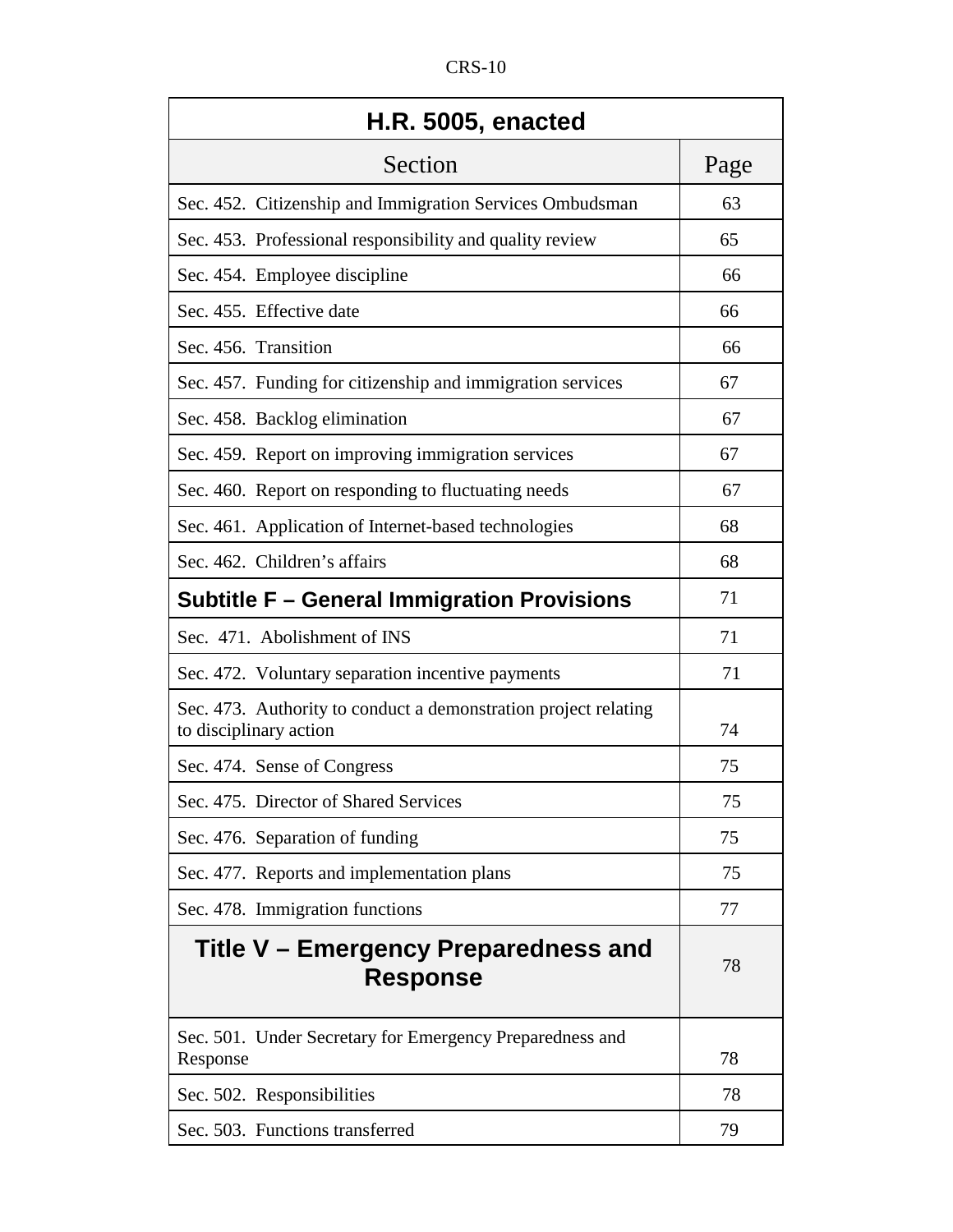| H.R. 5005, enacted | |
|---|---|
| Section | Page |
| Sec. 452. Citizenship and Immigration Services Ombudsman | 63 |
| Sec. 453. Professional responsibility and quality review | 65 |
| Sec. 454. Employee discipline | 66 |
| Sec. 455. Effective date | 66 |
| Sec. 456. Transition | 66 |
| Sec. 457. Funding for citizenship and immigration services | 67 |
| Sec. 458. Backlog elimination | 67 |
| Sec. 459. Report on improving immigration services | 67 |
| Sec. 460. Report on responding to fluctuating needs | 67 |
| Sec. 461. Application of Internet-based technologies | 68 |
| Sec. 462. Children's affairs | 68 |
| **Subtitle F – General Immigration Provisions** | 71 |
| Sec. 471. Abolishment of INS | 71 |
| Sec. 472. Voluntary separation incentive payments | 71 |
| Sec. 473. Authority to conduct a demonstration project relating to disciplinary action | 74 |
| Sec. 474. Sense of Congress | 75 |
| Sec. 475. Director of Shared Services | 75 |
| Sec. 476. Separation of funding | 75 |
| Sec. 477. Reports and implementation plans | 75 |
| Sec. 478. Immigration functions | 77 |
| **Title V – Emergency Preparedness and Response** | 78 |
| Sec. 501. Under Secretary for Emergency Preparedness and Response | 78 |
| Sec. 502. Responsibilities | 78 |
| Sec. 503. Functions transferred | 79 |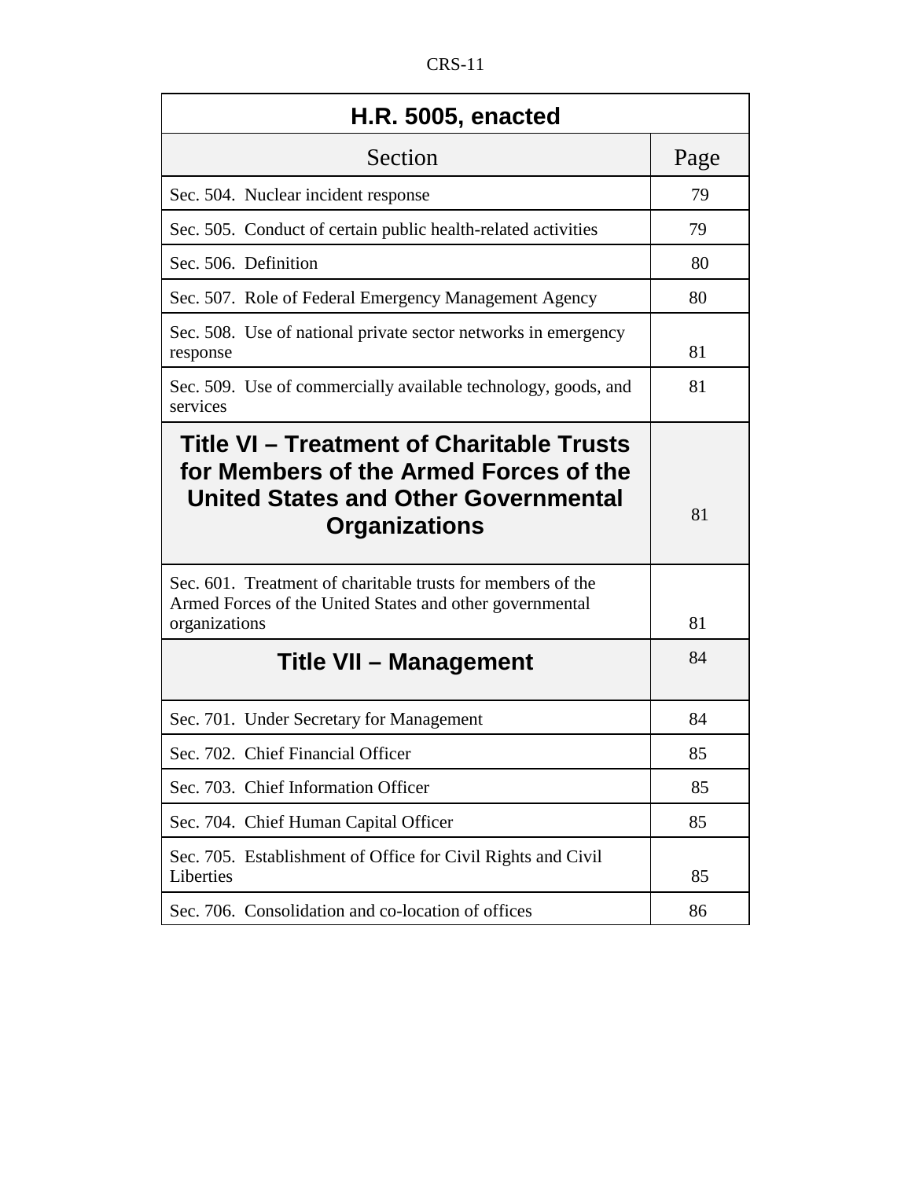| H.R. 5005, enacted | |
| --- | --- |
| Section | Page |
| Sec. 504. Nuclear incident response | 79 |
| Sec. 505. Conduct of certain public health-related activities | 79 |
| Sec. 506. Definition | 80 |
| Sec. 507. Role of Federal Emergency Management Agency | 80 |
| Sec. 508. Use of national private sector networks in emergency response | 81 |
| Sec. 509. Use of commercially available technology, goods, and services | 81 |
| **Title VI – Treatment of Charitable Trusts for Members of the Armed Forces of the United States and Other Governmental Organizations** | 81 |
| Sec. 601. Treatment of charitable trusts for members of the Armed Forces of the United States and other governmental organizations | 81 |
| **Title VII – Management** | 84 |
| Sec. 701. Under Secretary for Management | 84 |
| Sec. 702. Chief Financial Officer | 85 |
| Sec. 703. Chief Information Officer | 85 |
| Sec. 704. Chief Human Capital Officer | 85 |
| Sec. 705. Establishment of Office for Civil Rights and Civil Liberties | 85 |
| Sec. 706. Consolidation and co-location of offices | 86 |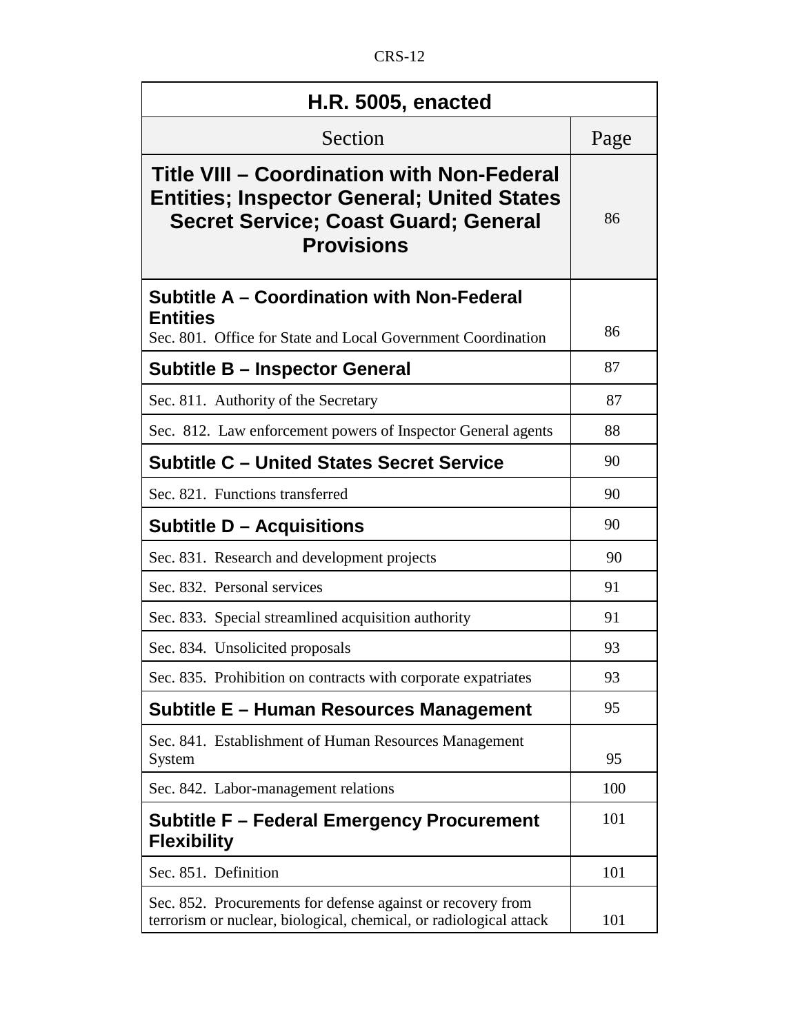| H.R. 5005, enacted | |
|---|---|
| Section | Page |
| **Title VIII – Coordination with Non-Federal Entities; Inspector General; United States Secret Service; Coast Guard; General Provisions** | 86 |
| **Subtitle A – Coordination with Non-Federal Entities** Sec. 801. Office for State and Local Government Coordination | 86 |
| **Subtitle B – Inspector General** | 87 |
| Sec. 811. Authority of the Secretary | 87 |
| Sec. 812. Law enforcement powers of Inspector General agents | 88 |
| **Subtitle C – United States Secret Service** | 90 |
| Sec. 821. Functions transferred | 90 |
| **Subtitle D – Acquisitions** | 90 |
| Sec. 831. Research and development projects | 90 |
| Sec. 832. Personal services | 91 |
| Sec. 833. Special streamlined acquisition authority | 91 |
| Sec. 834. Unsolicited proposals | 93 |
| Sec. 835. Prohibition on contracts with corporate expatriates | 93 |
| **Subtitle E – Human Resources Management** | 95 |
| Sec. 841. Establishment of Human Resources Management System | 95 |
| Sec. 842. Labor-management relations | 100 |
| **Subtitle F – Federal Emergency Procurement Flexibility** | 101 |
| Sec. 851. Definition | 101 |
| Sec. 852. Procurements for defense against or recovery from terrorism or nuclear, biological, chemical, or radiological attack | 101 |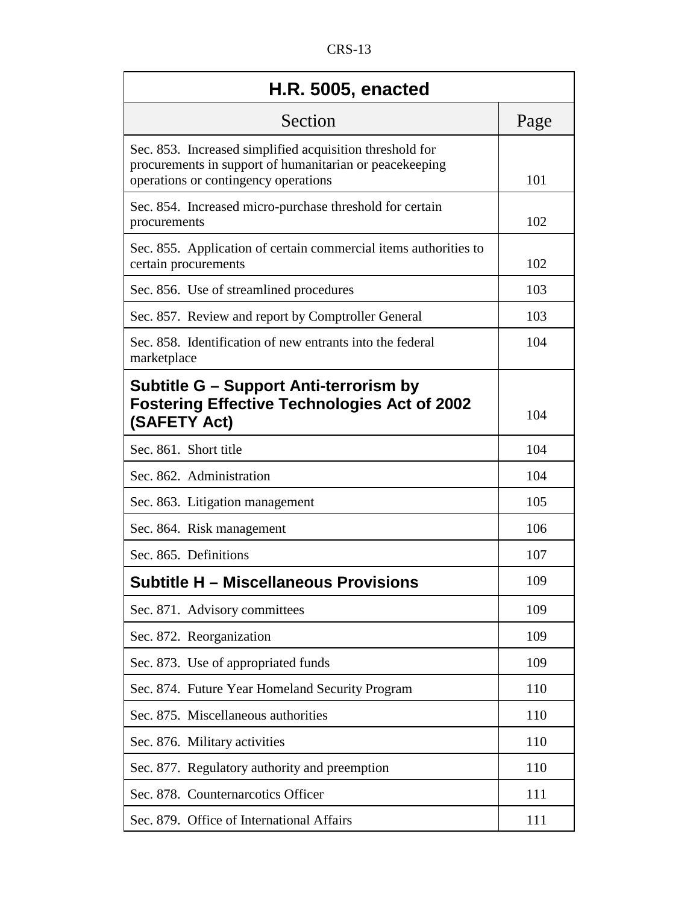| H.R. 5005, enacted | |
|---|---|
| Section | Page |
| Sec. 853. Increased simplified acquisition threshold for procurements in support of humanitarian or peacekeeping operations or contingency operations | 101 |
| Sec. 854. Increased micro-purchase threshold for certain procurements | 102 |
| Sec. 855. Application of certain commercial items authorities to certain procurements | 102 |
| Sec. 856. Use of streamlined procedures | 103 |
| Sec. 857. Review and report by Comptroller General | 103 |
| Sec. 858. Identification of new entrants into the federal marketplace | 104 |
| **Subtitle G – Support Anti-terrorism by Fostering Effective Technologies Act of 2002 (SAFETY Act)** | 104 |
| Sec. 861. Short title | 104 |
| Sec. 862. Administration | 104 |
| Sec. 863. Litigation management | 105 |
| Sec. 864. Risk management | 106 |
| Sec. 865. Definitions | 107 |
| **Subtitle H – Miscellaneous Provisions** | 109 |
| Sec. 871. Advisory committees | 109 |
| Sec. 872. Reorganization | 109 |
| Sec. 873. Use of appropriated funds | 109 |
| Sec. 874. Future Year Homeland Security Program | 110 |
| Sec. 875. Miscellaneous authorities | 110 |
| Sec. 876. Military activities | 110 |
| Sec. 877. Regulatory authority and preemption | 110 |
| Sec. 878. Counternarcotics Officer | 111 |
| Sec. 879. Office of International Affairs | 111 |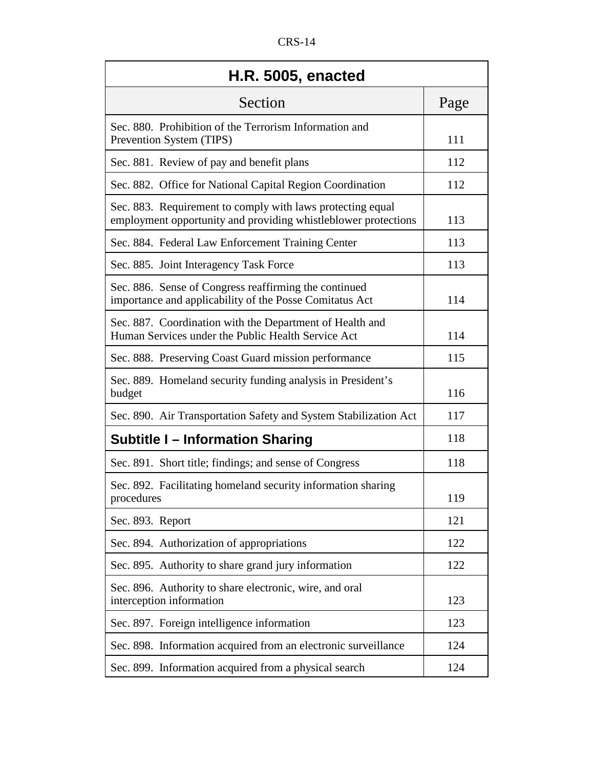| H.R. 5005, enacted | |
|---|---|
| Section | Page |
| Sec. 880. Prohibition of the Terrorism Information and Prevention System (TIPS) | 111 |
| Sec. 881. Review of pay and benefit plans | 112 |
| Sec. 882. Office for National Capital Region Coordination | 112 |
| Sec. 883. Requirement to comply with laws protecting equal employment opportunity and providing whistleblower protections | 113 |
| Sec. 884. Federal Law Enforcement Training Center | 113 |
| Sec. 885. Joint Interagency Task Force | 113 |
| Sec. 886. Sense of Congress reaffirming the continued importance and applicability of the Posse Comitatus Act | 114 |
| Sec. 887. Coordination with the Department of Health and Human Services under the Public Health Service Act | 114 |
| Sec. 888. Preserving Coast Guard mission performance | 115 |
| Sec. 889. Homeland security funding analysis in President's budget | 116 |
| Sec. 890. Air Transportation Safety and System Stabilization Act | 117 |
| **Subtitle I – Information Sharing** | 118 |
| Sec. 891. Short title; findings; and sense of Congress | 118 |
| Sec. 892. Facilitating homeland security information sharing procedures | 119 |
| Sec. 893. Report | 121 |
| Sec. 894. Authorization of appropriations | 122 |
| Sec. 895. Authority to share grand jury information | 122 |
| Sec. 896. Authority to share electronic, wire, and oral interception information | 123 |
| Sec. 897. Foreign intelligence information | 123 |
| Sec. 898. Information acquired from an electronic surveillance | 124 |
| Sec. 899. Information acquired from a physical search | 124 |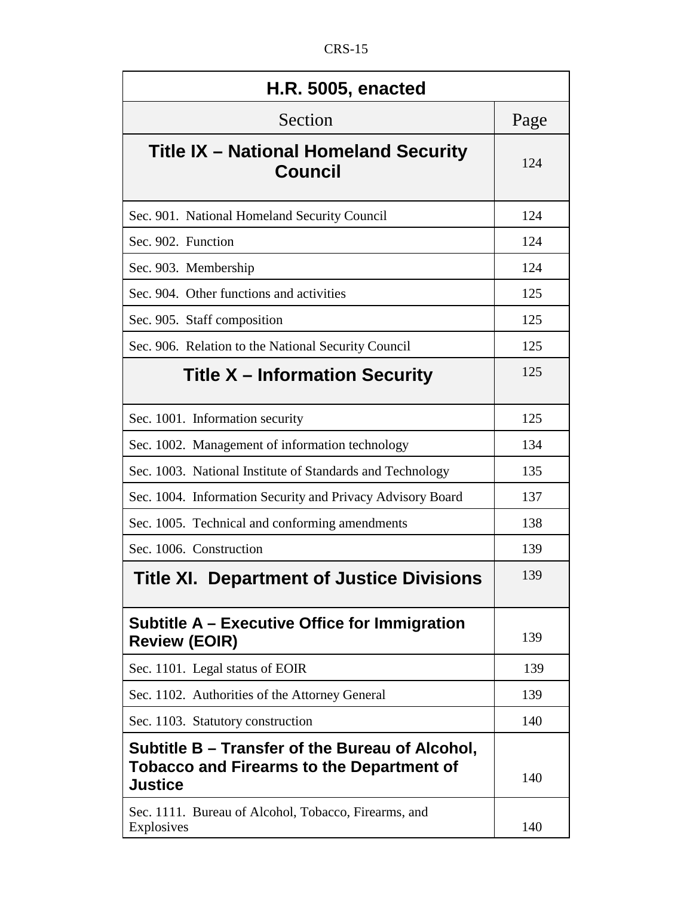| H.R. 5005, enacted | |
| --- | --- |
| Section | Page |
| **Title IX – National Homeland Security Council** | 124 |
| Sec. 901. National Homeland Security Council | 124 |
| Sec. 902. Function | 124 |
| Sec. 903. Membership | 124 |
| Sec. 904. Other functions and activities | 125 |
| Sec. 905. Staff composition | 125 |
| Sec. 906. Relation to the National Security Council | 125 |
| **Title X – Information Security** | 125 |
| Sec. 1001. Information security | 125 |
| Sec. 1002. Management of information technology | 134 |
| Sec. 1003. National Institute of Standards and Technology | 135 |
| Sec. 1004. Information Security and Privacy Advisory Board | 137 |
| Sec. 1005. Technical and conforming amendments | 138 |
| Sec. 1006. Construction | 139 |
| **Title XI. Department of Justice Divisions** | 139 |
| **Subtitle A – Executive Office for Immigration Review (EOIR)** | 139 |
| Sec. 1101. Legal status of EOIR | 139 |
| Sec. 1102. Authorities of the Attorney General | 139 |
| Sec. 1103. Statutory construction | 140 |
| **Subtitle B – Transfer of the Bureau of Alcohol, Tobacco and Firearms to the Department of Justice** | 140 |
| Sec. 1111. Bureau of Alcohol, Tobacco, Firearms, and Explosives | 140 |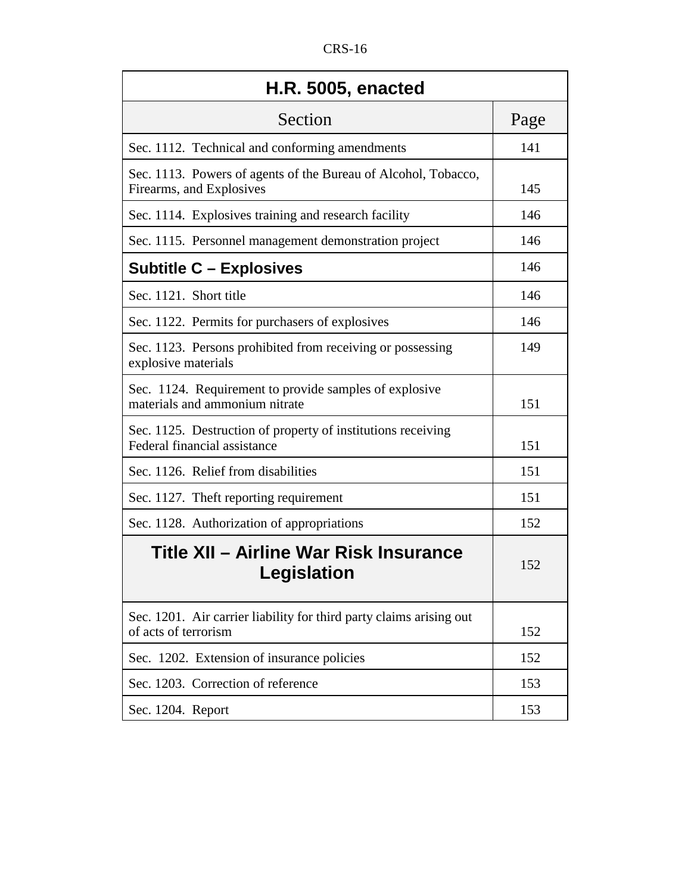| H.R. 5005, enacted | |
|---|---|
| Section | Page |
| Sec. 1112. Technical and conforming amendments | 141 |
| Sec. 1113. Powers of agents of the Bureau of Alcohol, Tobacco, Firearms, and Explosives | 145 |
| Sec. 1114. Explosives training and research facility | 146 |
| Sec. 1115. Personnel management demonstration project | 146 |
| **Subtitle C – Explosives** | 146 |
| Sec. 1121. Short title | 146 |
| Sec. 1122. Permits for purchasers of explosives | 146 |
| Sec. 1123. Persons prohibited from receiving or possessing explosive materials | 149 |
| Sec. 1124. Requirement to provide samples of explosive materials and ammonium nitrate | 151 |
| Sec. 1125. Destruction of property of institutions receiving Federal financial assistance | 151 |
| Sec. 1126. Relief from disabilities | 151 |
| Sec. 1127. Theft reporting requirement | 151 |
| Sec. 1128. Authorization of appropriations | 152 |
| **Title XII – Airline War Risk Insurance Legislation** | 152 |
| Sec. 1201. Air carrier liability for third party claims arising out of acts of terrorism | 152 |
| Sec. 1202. Extension of insurance policies | 152 |
| Sec. 1203. Correction of reference | 153 |
| Sec. 1204. Report | 153 |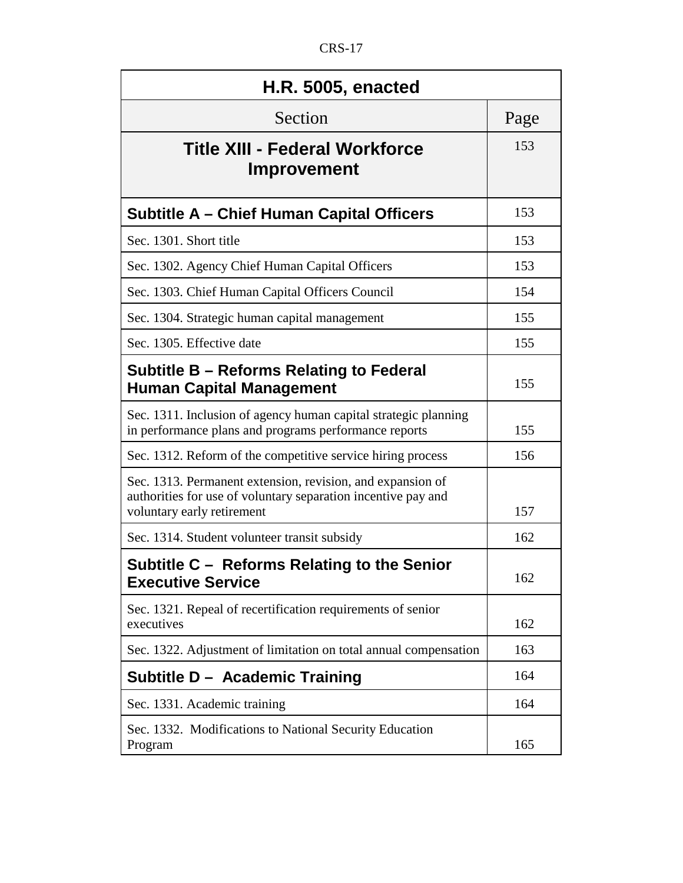| H.R. 5005, enacted | |
|---|---|
| Section | Page |
| **Title XIII - Federal Workforce Improvement** | 153 |
| **Subtitle A – Chief Human Capital Officers** | 153 |
| Sec. 1301. Short title | 153 |
| Sec. 1302. Agency Chief Human Capital Officers | 153 |
| Sec. 1303. Chief Human Capital Officers Council | 154 |
| Sec. 1304. Strategic human capital management | 155 |
| Sec. 1305. Effective date | 155 |
| **Subtitle B – Reforms Relating to Federal Human Capital Management** | 155 |
| Sec. 1311. Inclusion of agency human capital strategic planning in performance plans and programs performance reports | 155 |
| Sec. 1312. Reform of the competitive service hiring process | 156 |
| Sec. 1313. Permanent extension, revision, and expansion of authorities for use of voluntary separation incentive pay and voluntary early retirement | 157 |
| Sec. 1314. Student volunteer transit subsidy | 162 |
| **Subtitle C – Reforms Relating to the Senior Executive Service** | 162 |
| Sec. 1321. Repeal of recertification requirements of senior executives | 162 |
| Sec. 1322. Adjustment of limitation on total annual compensation | 163 |
| **Subtitle D – Academic Training** | 164 |
| Sec. 1331. Academic training | 164 |
| Sec. 1332. Modifications to National Security Education Program | 165 |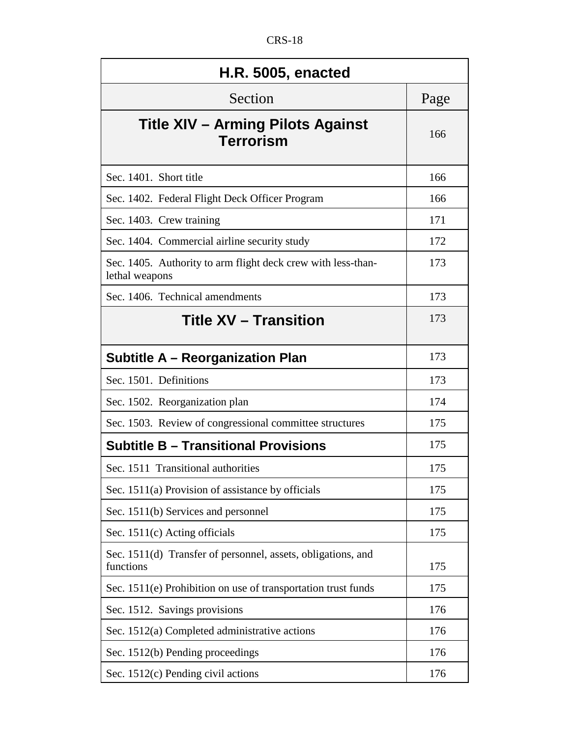| H.R. 5005, enacted | |
|---|---|
| Section | Page |
| **Title XIV – Arming Pilots Against Terrorism** | 166 |
| Sec. 1401. Short title | 166 |
| Sec. 1402. Federal Flight Deck Officer Program | 166 |
| Sec. 1403. Crew training | 171 |
| Sec. 1404. Commercial airline security study | 172 |
| Sec. 1405. Authority to arm flight deck crew with less-than-lethal weapons | 173 |
| Sec. 1406. Technical amendments | 173 |
| **Title XV – Transition** | 173 |
| **Subtitle A – Reorganization Plan** | 173 |
| Sec. 1501. Definitions | 173 |
| Sec. 1502. Reorganization plan | 174 |
| Sec. 1503. Review of congressional committee structures | 175 |
| **Subtitle B – Transitional Provisions** | 175 |
| Sec. 1511 Transitional authorities | 175 |
| Sec. 1511(a) Provision of assistance by officials | 175 |
| Sec. 1511(b) Services and personnel | 175 |
| Sec. 1511(c) Acting officials | 175 |
| Sec. 1511(d) Transfer of personnel, assets, obligations, and functions | 175 |
| Sec. 1511(e) Prohibition on use of transportation trust funds | 175 |
| Sec. 1512. Savings provisions | 176 |
| Sec. 1512(a) Completed administrative actions | 176 |
| Sec. 1512(b) Pending proceedings | 176 |
| Sec. 1512(c) Pending civil actions | 176 |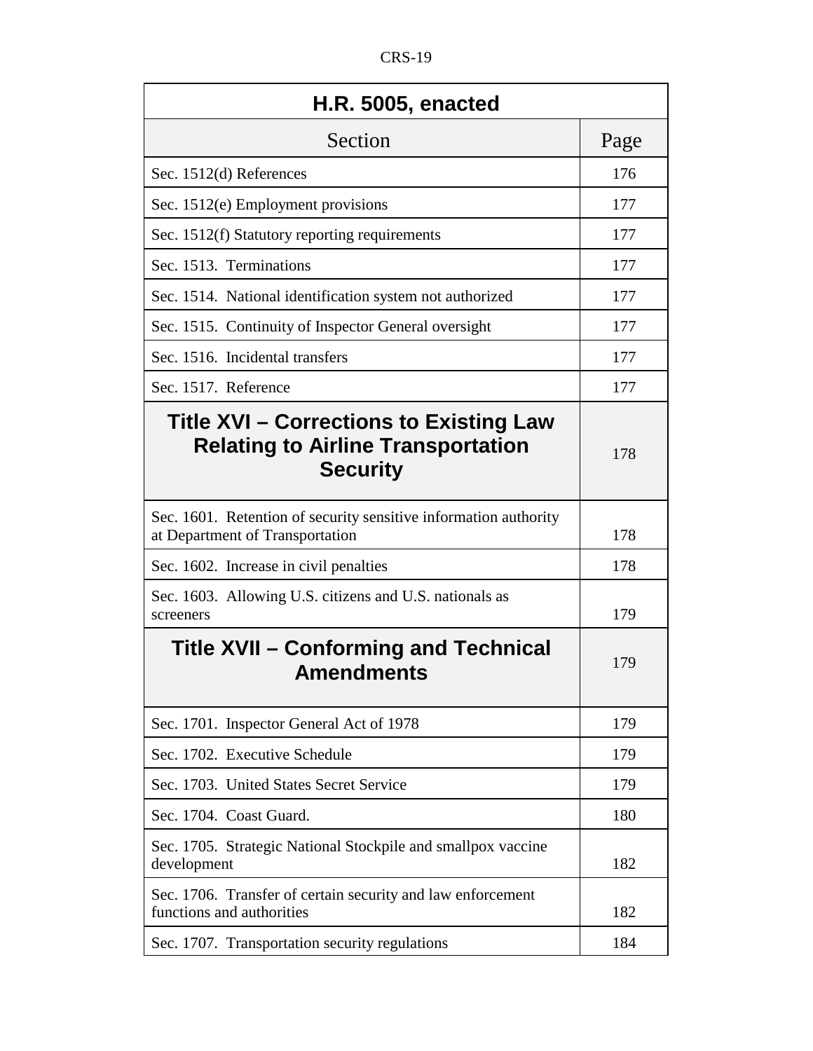| H.R. 5005, enacted | |
|---|---|
| Section | Page |
| Sec. 1512(d) References | 176 |
| Sec. 1512(e) Employment provisions | 177 |
| Sec. 1512(f) Statutory reporting requirements | 177 |
| Sec. 1513. Terminations | 177 |
| Sec. 1514. National identification system not authorized | 177 |
| Sec. 1515. Continuity of Inspector General oversight | 177 |
| Sec. 1516. Incidental transfers | 177 |
| Sec. 1517. Reference | 177 |
| **Title XVI – Corrections to Existing Law Relating to Airline Transportation Security** | 178 |
| Sec. 1601. Retention of security sensitive information authority at Department of Transportation | 178 |
| Sec. 1602. Increase in civil penalties | 178 |
| Sec. 1603. Allowing U.S. citizens and U.S. nationals as screeners | 179 |
| **Title XVII – Conforming and Technical Amendments** | 179 |
| Sec. 1701. Inspector General Act of 1978 | 179 |
| Sec. 1702. Executive Schedule | 179 |
| Sec. 1703. United States Secret Service | 179 |
| Sec. 1704. Coast Guard. | 180 |
| Sec. 1705. Strategic National Stockpile and smallpox vaccine development | 182 |
| Sec. 1706. Transfer of certain security and law enforcement functions and authorities | 182 |
| Sec. 1707. Transportation security regulations | 184 |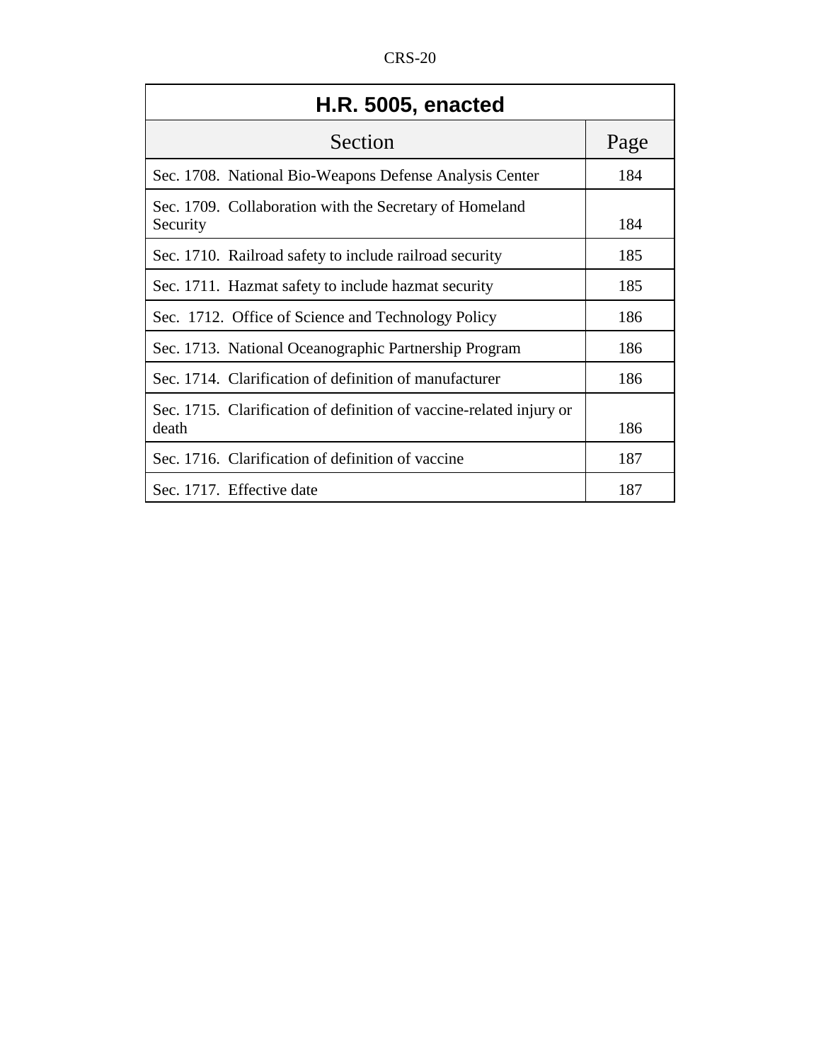| H.R. 5005, enacted | |
|---|---|
| Section | Page |
| Sec. 1708. National Bio-Weapons Defense Analysis Center | 184 |
| Sec. 1709. Collaboration with the Secretary of Homeland Security | 184 |
| Sec. 1710. Railroad safety to include railroad security | 185 |
| Sec. 1711. Hazmat safety to include hazmat security | 185 |
| Sec. 1712. Office of Science and Technology Policy | 186 |
| Sec. 1713. National Oceanographic Partnership Program | 186 |
| Sec. 1714. Clarification of definition of manufacturer | 186 |
| Sec. 1715. Clarification of definition of vaccine-related injury or death | 186 |
| Sec. 1716. Clarification of definition of vaccine | 187 |
| Sec. 1717. Effective date | 187 |